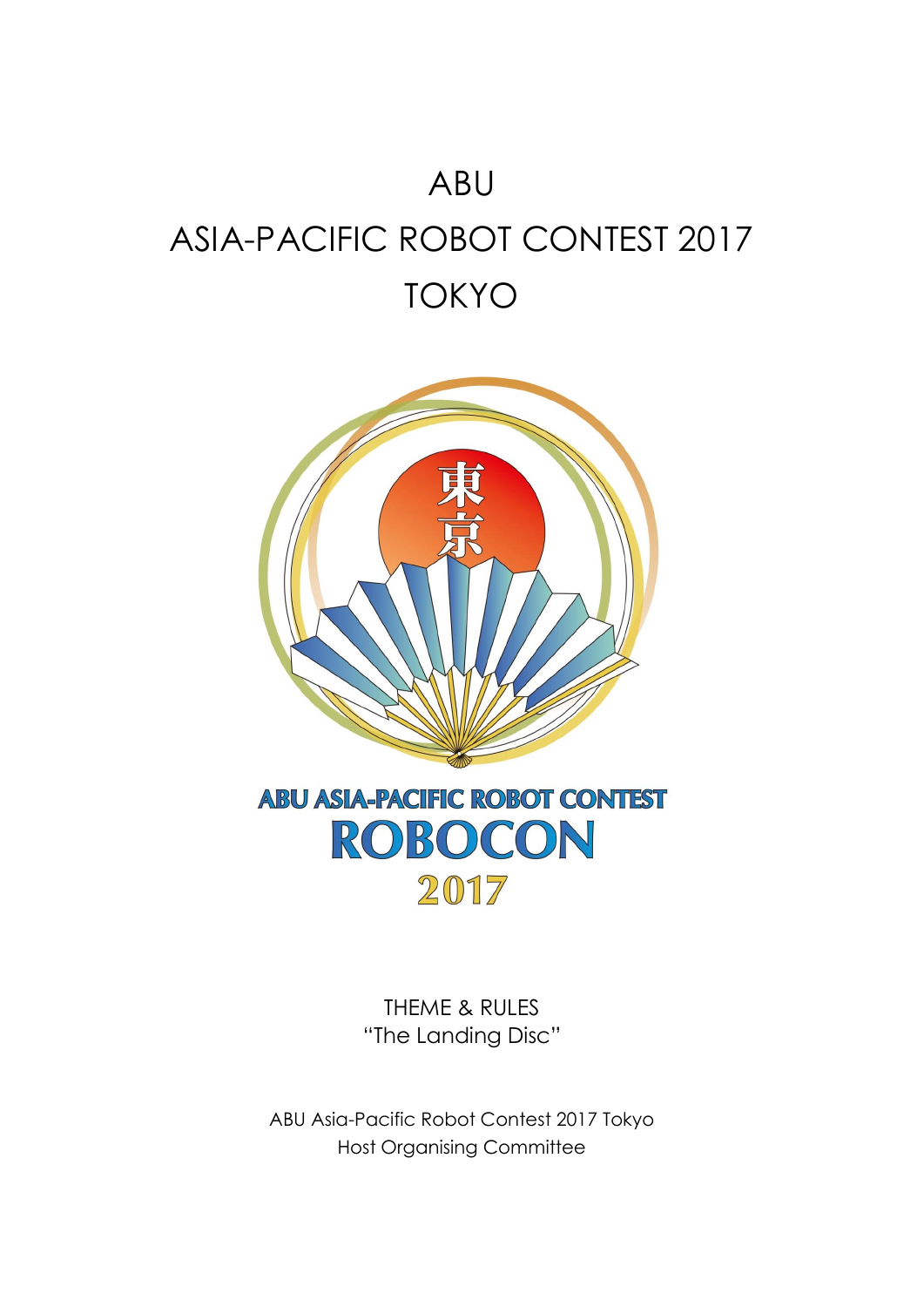# ABU

# ASIA-PACIFIC ROBOT CONTEST 2017

# TOKYO

THEME & RULES

"The Landing Disc"

ABU Asia-Pacific Robot Contest 2017 Tokyo

Host Organising Committee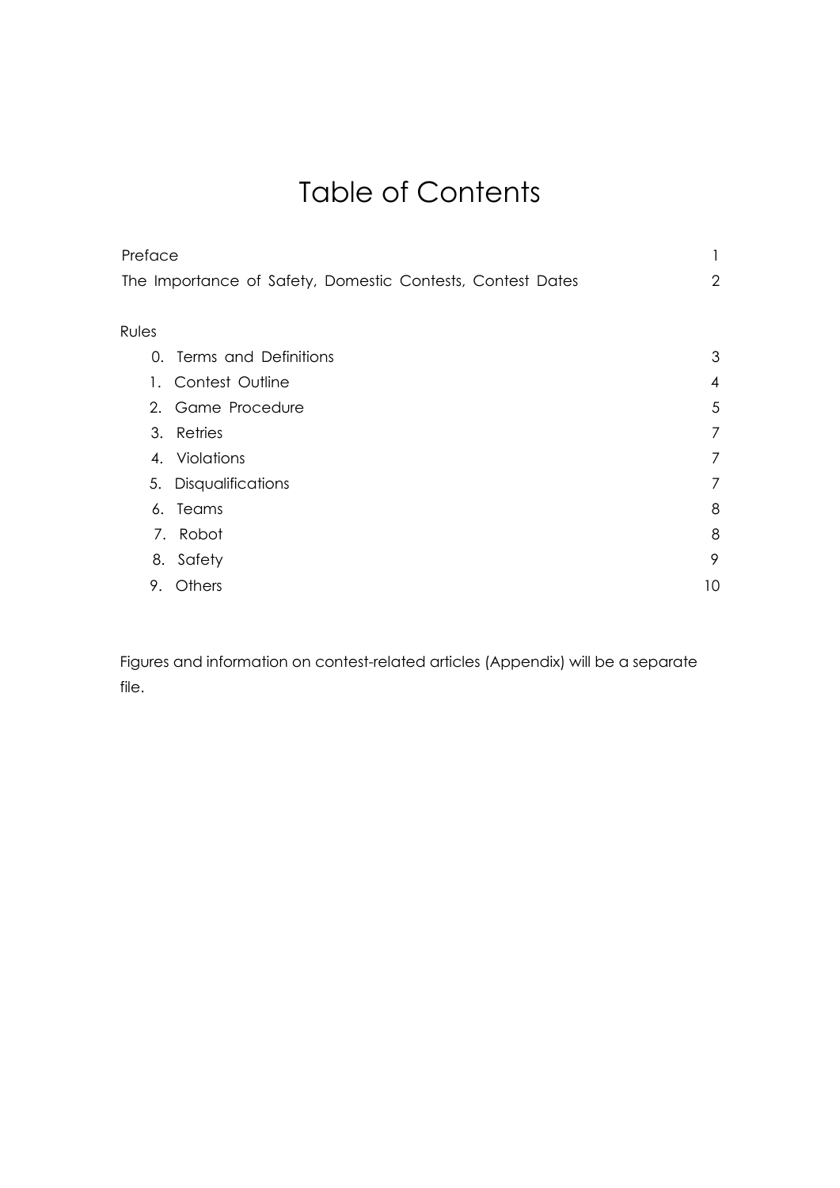# Table of Contents

| | |
|---|---|
| Preface | 1 |
| The Importance of Safety, Domestic Contests, Contest Dates | 2 |
| | |
| Rules | |
| 0. Terms and Definitions | 3 |
| 1. Contest Outline | 4 |
| 2. Game Procedure | 5 |
| 3. Retries | 7 |
| 4. Violations | 7 |
| 5. Disqualifications | 7 |
| 6. Teams | 8 |
| 7. Robot | 8 |
| 8. Safety | 9 |
| 9. Others | 10 |

Figures and information on contest-related articles (Appendix) will be a separate file.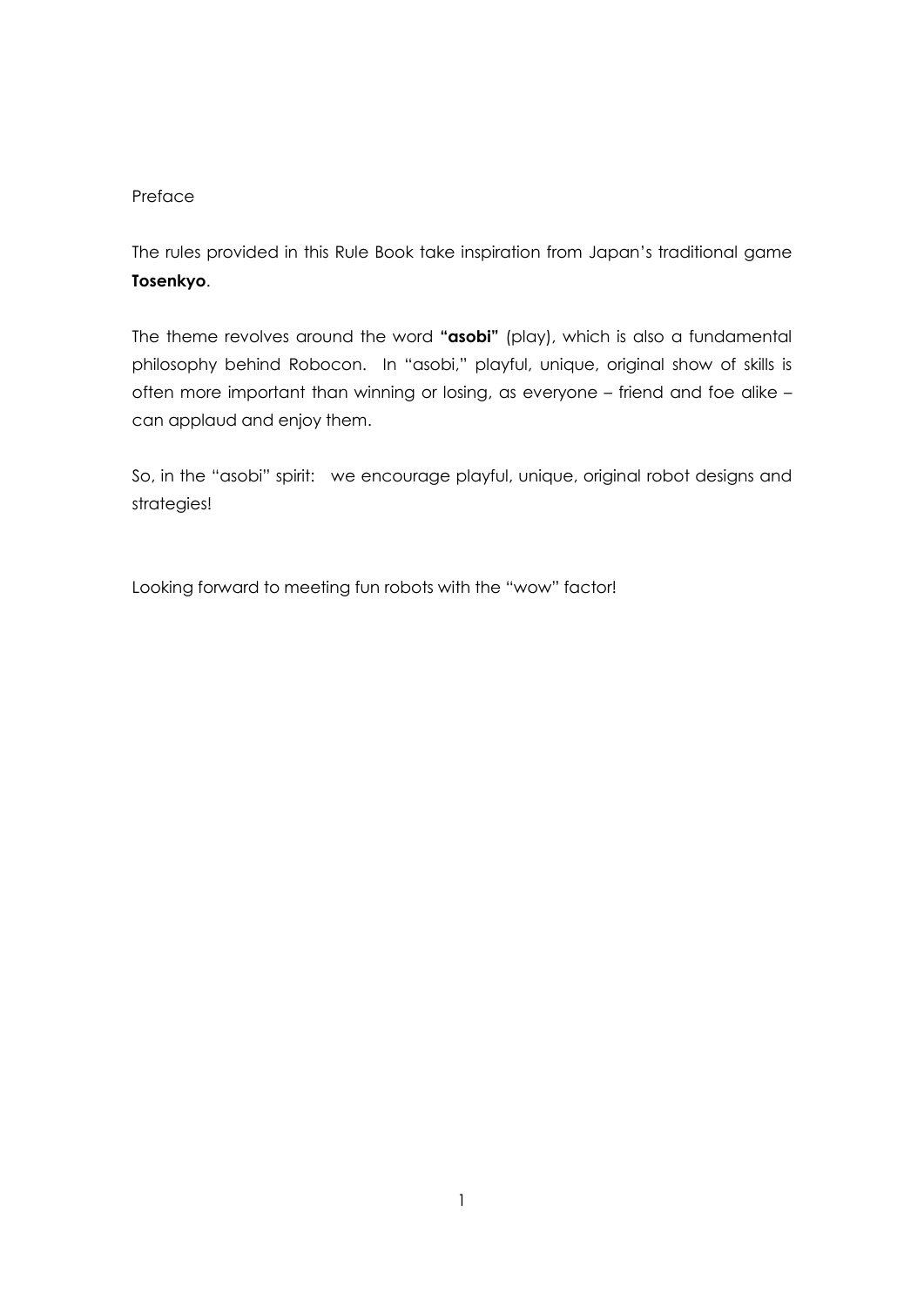Preface

The rules provided in this Rule Book take inspiration from Japan's traditional game **Tosenkyo**.

The theme revolves around the word **"asobi"** (play), which is also a fundamental philosophy behind Robocon. In "asobi," playful, unique, original show of skills is often more important than winning or losing, as everyone – friend and foe alike – can applaud and enjoy them.

So, in the "asobi" spirit: we encourage playful, unique, original robot designs and strategies!

Looking forward to meeting fun robots with the "wow" factor!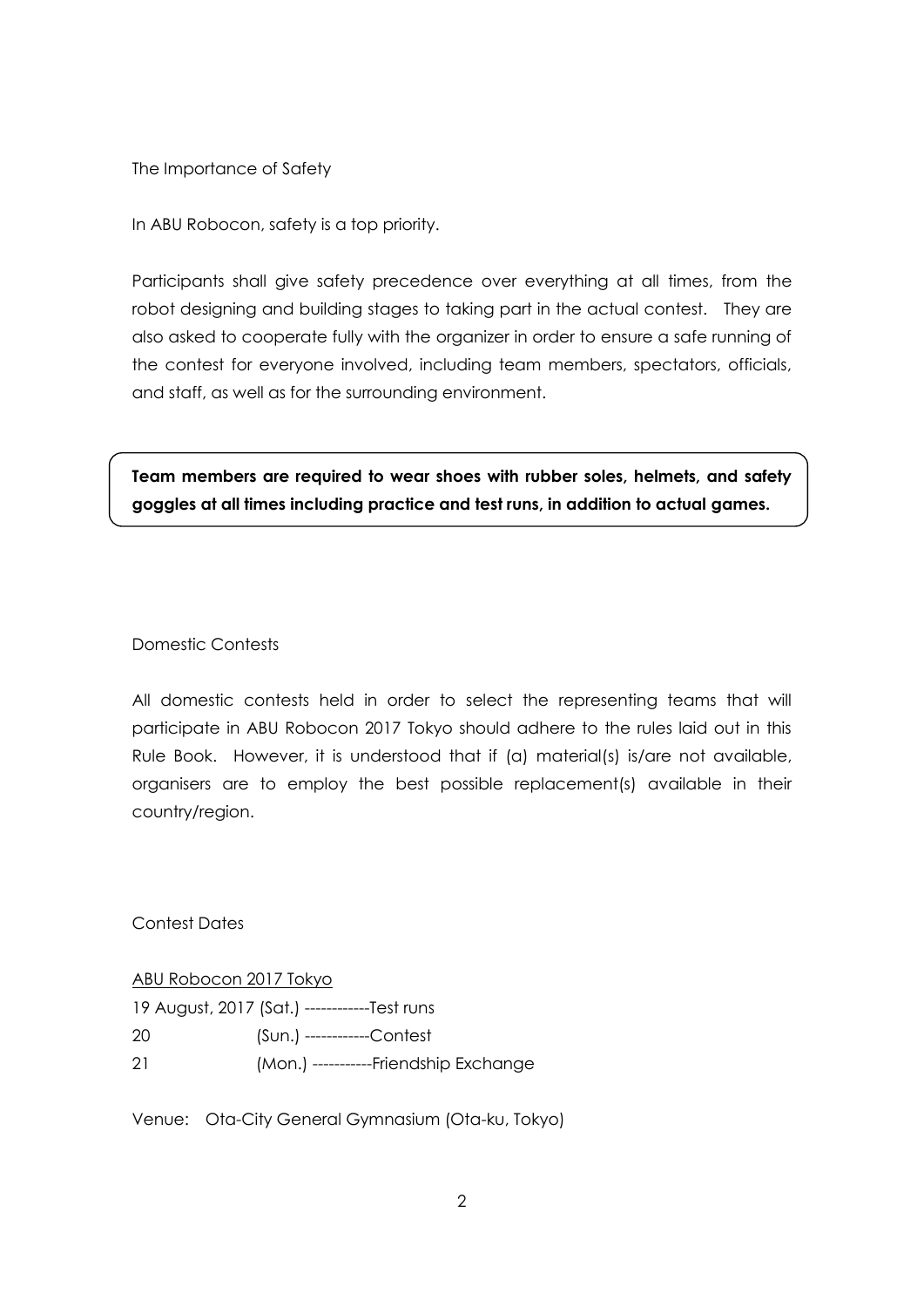## The Importance of Safety

In ABU Robocon, safety is a top priority.

Participants shall give safety precedence over everything at all times, from the robot designing and building stages to taking part in the actual contest. They are also asked to cooperate fully with the organizer in order to ensure a safe running of the contest for everyone involved, including team members, spectators, officials, and staff, as well as for the surrounding environment.

**Team members are required to wear shoes with rubber soles, helmets, and safety goggles at all times including practice and test runs, in addition to actual games.**

## Domestic Contests

All domestic contests held in order to select the representing teams that will participate in ABU Robocon 2017 Tokyo should adhere to the rules laid out in this Rule Book. However, it is understood that if (a) material(s) is/are not available, organisers are to employ the best possible replacement(s) available in their country/region.

## Contest Dates

<u>ABU Robocon 2017 Tokyo</u>

19 August, 2017 (Sat.) ------------Test runs
20 (Sun.) ------------Contest
21 (Mon.) -----------Friendship Exchange

Venue: Ota-City General Gymnasium (Ota-ku, Tokyo)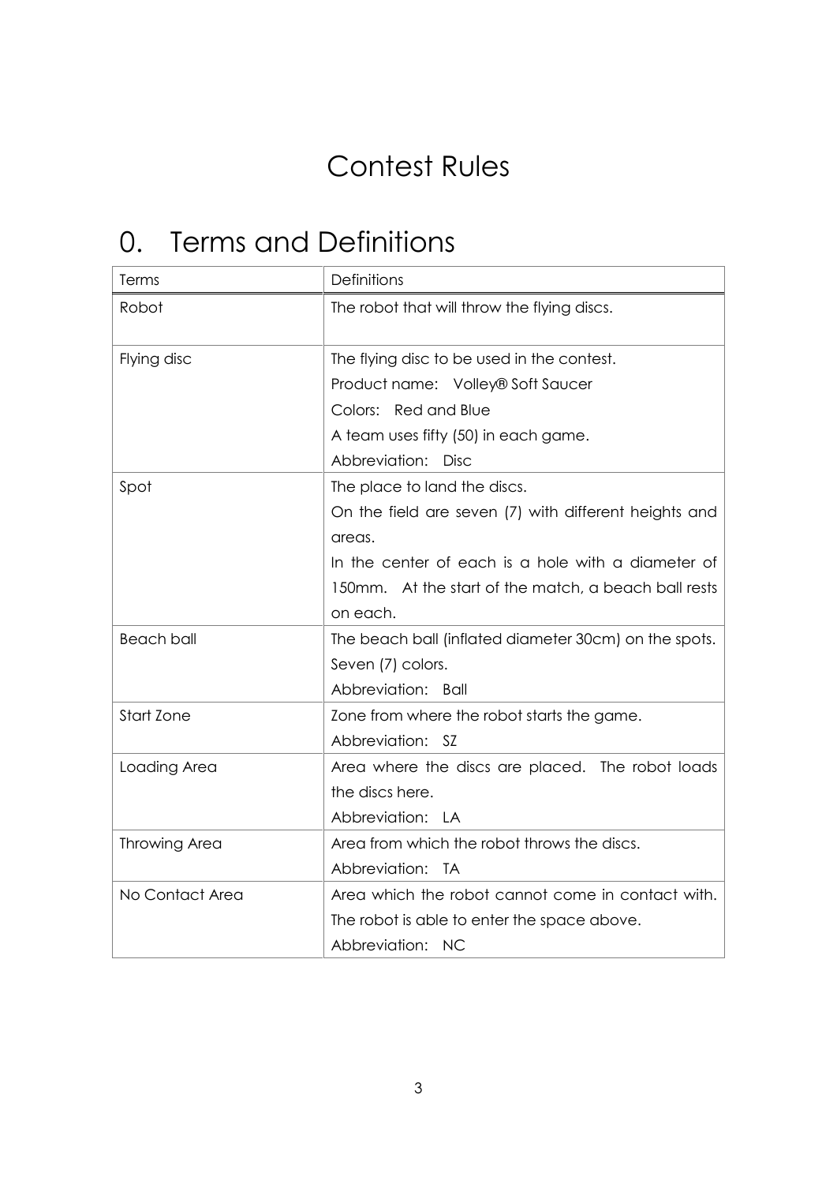# Contest Rules

## 0. Terms and Definitions

| Terms | Definitions |
|---|---|
| Robot | The robot that will throw the flying discs. |
| Flying disc | The flying disc to be used in the contest.<br>Product name: Volley® Soft Saucer<br>Colors: Red and Blue<br>A team uses fifty (50) in each game.<br>Abbreviation: Disc |
| Spot | The place to land the discs.<br>On the field are seven (7) with different heights and areas.<br>In the center of each is a hole with a diameter of 150mm. At the start of the match, a beach ball rests on each. |
| Beach ball | The beach ball (inflated diameter 30cm) on the spots.<br>Seven (7) colors.<br>Abbreviation: Ball |
| Start Zone | Zone from where the robot starts the game.<br>Abbreviation: SZ |
| Loading Area | Area where the discs are placed. The robot loads the discs here.<br>Abbreviation: LA |
| Throwing Area | Area from which the robot throws the discs.<br>Abbreviation: TA |
| No Contact Area | Area which the robot cannot come in contact with. The robot is able to enter the space above.<br>Abbreviation: NC |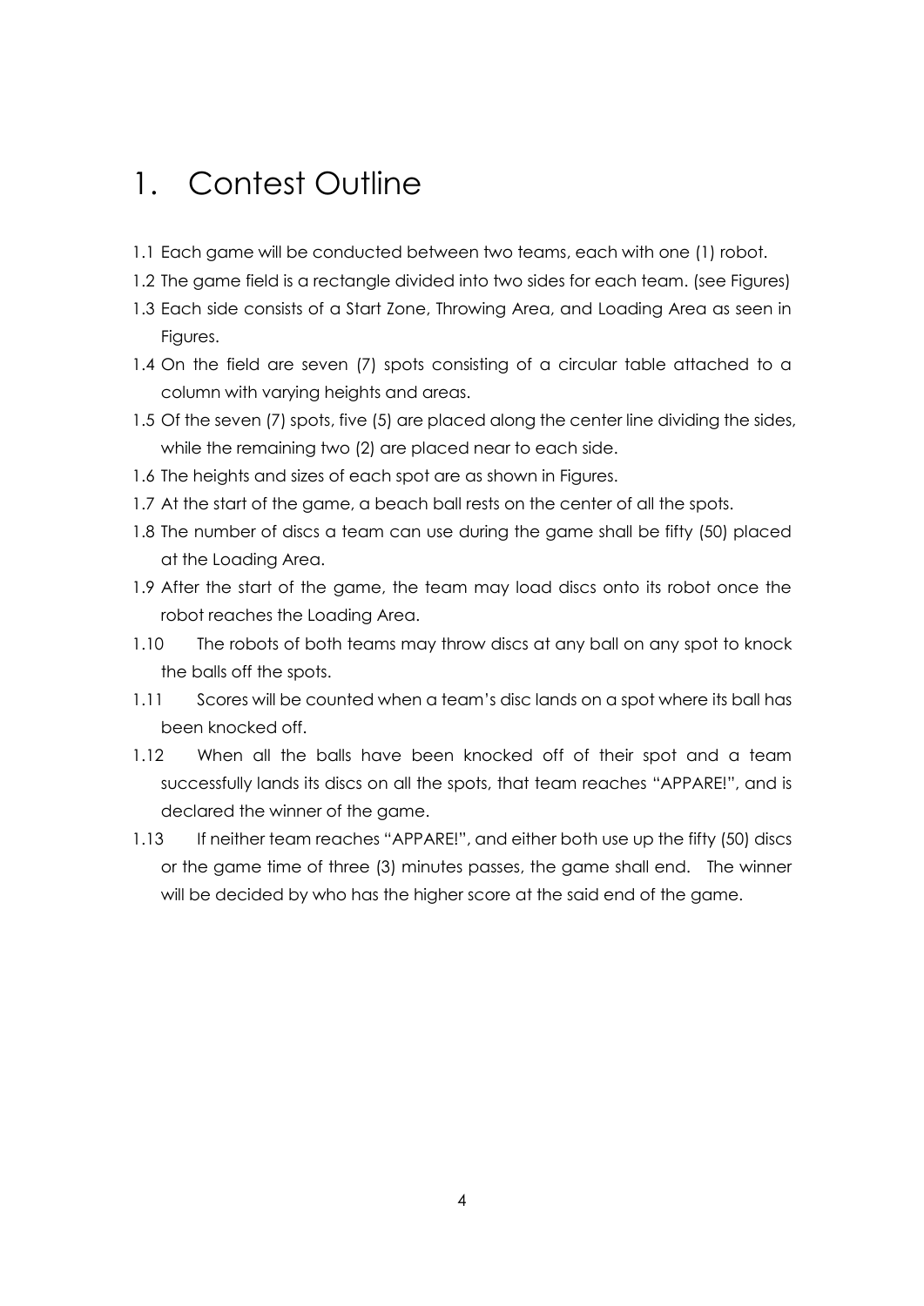# 1. Contest Outline

1.1 Each game will be conducted between two teams, each with one (1) robot.

1.2 The game field is a rectangle divided into two sides for each team. (see Figures)

1.3 Each side consists of a Start Zone, Throwing Area, and Loading Area as seen in Figures.

1.4 On the field are seven (7) spots consisting of a circular table attached to a column with varying heights and areas.

1.5 Of the seven (7) spots, five (5) are placed along the center line dividing the sides, while the remaining two (2) are placed near to each side.

1.6 The heights and sizes of each spot are as shown in Figures.

1.7 At the start of the game, a beach ball rests on the center of all the spots.

1.8 The number of discs a team can use during the game shall be fifty (50) placed at the Loading Area.

1.9 After the start of the game, the team may load discs onto its robot once the robot reaches the Loading Area.

1.10 The robots of both teams may throw discs at any ball on any spot to knock the balls off the spots.

1.11 Scores will be counted when a team's disc lands on a spot where its ball has been knocked off.

1.12 When all the balls have been knocked off of their spot and a team successfully lands its discs on all the spots, that team reaches "APPARE!", and is declared the winner of the game.

1.13 If neither team reaches "APPARE!", and either both use up the fifty (50) discs or the game time of three (3) minutes passes, the game shall end. The winner will be decided by who has the higher score at the said end of the game.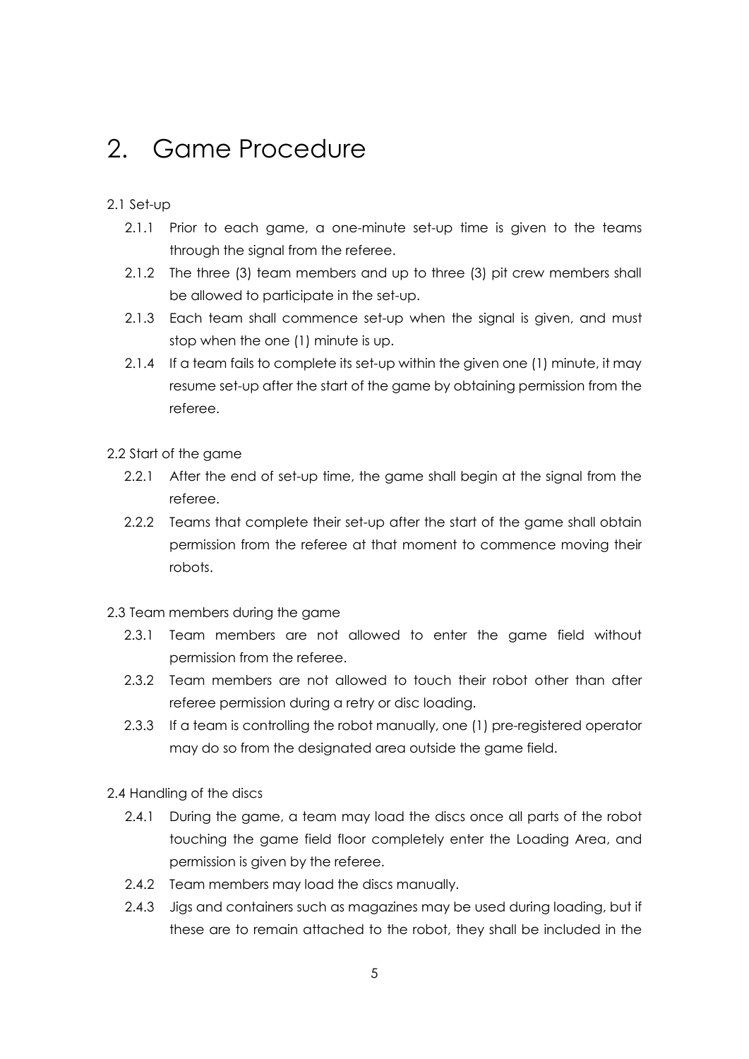# 2. Game Procedure

2.1 Set-up

- 2.1.1 Prior to each game, a one-minute set-up time is given to the teams through the signal from the referee.
- 2.1.2 The three (3) team members and up to three (3) pit crew members shall be allowed to participate in the set-up.
- 2.1.3 Each team shall commence set-up when the signal is given, and must stop when the one (1) minute is up.
- 2.1.4 If a team fails to complete its set-up within the given one (1) minute, it may resume set-up after the start of the game by obtaining permission from the referee.

2.2 Start of the game

- 2.2.1 After the end of set-up time, the game shall begin at the signal from the referee.
- 2.2.2 Teams that complete their set-up after the start of the game shall obtain permission from the referee at that moment to commence moving their robots.

2.3 Team members during the game

- 2.3.1 Team members are not allowed to enter the game field without permission from the referee.
- 2.3.2 Team members are not allowed to touch their robot other than after referee permission during a retry or disc loading.
- 2.3.3 If a team is controlling the robot manually, one (1) pre-registered operator may do so from the designated area outside the game field.

2.4 Handling of the discs

- 2.4.1 During the game, a team may load the discs once all parts of the robot touching the game field floor completely enter the Loading Area, and permission is given by the referee.
- 2.4.2 Team members may load the discs manually.
- 2.4.3 Jigs and containers such as magazines may be used during loading, but if these are to remain attached to the robot, they shall be included in the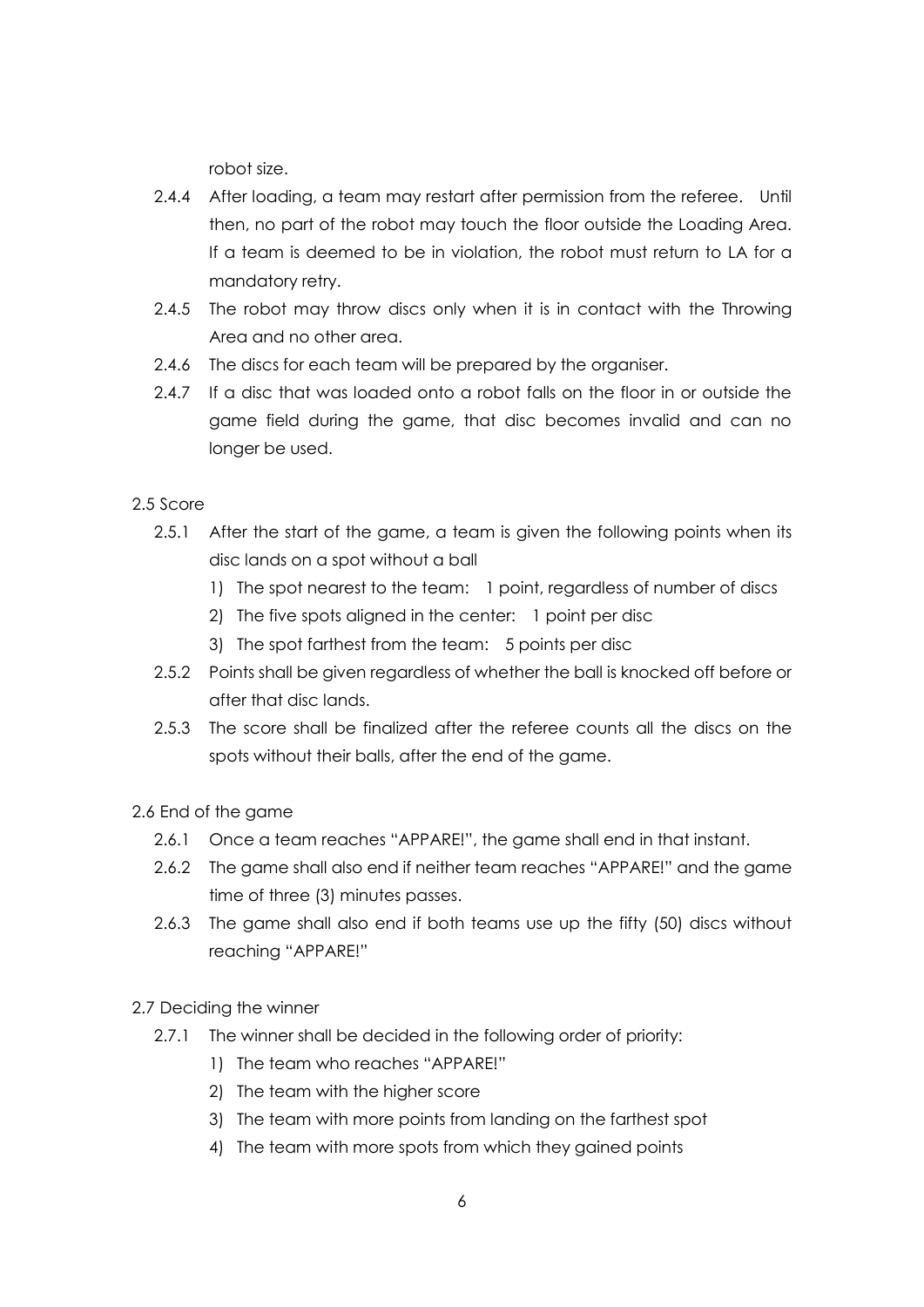robot size.

2.4.4 After loading, a team may restart after permission from the referee. Until then, no part of the robot may touch the floor outside the Loading Area. If a team is deemed to be in violation, the robot must return to LA for a mandatory retry.

2.4.5 The robot may throw discs only when it is in contact with the Throwing Area and no other area.

2.4.6 The discs for each team will be prepared by the organiser.

2.4.7 If a disc that was loaded onto a robot falls on the floor in or outside the game field during the game, that disc becomes invalid and can no longer be used.

2.5 Score

2.5.1 After the start of the game, a team is given the following points when its disc lands on a spot without a ball

1) The spot nearest to the team: 1 point, regardless of number of discs
2) The five spots aligned in the center: 1 point per disc
3) The spot farthest from the team: 5 points per disc

2.5.2 Points shall be given regardless of whether the ball is knocked off before or after that disc lands.

2.5.3 The score shall be finalized after the referee counts all the discs on the spots without their balls, after the end of the game.

2.6 End of the game

2.6.1 Once a team reaches "APPARE!", the game shall end in that instant.

2.6.2 The game shall also end if neither team reaches "APPARE!" and the game time of three (3) minutes passes.

2.6.3 The game shall also end if both teams use up the fifty (50) discs without reaching "APPARE!"

2.7 Deciding the winner

2.7.1 The winner shall be decided in the following order of priority:

1) The team who reaches "APPARE!"
2) The team with the higher score
3) The team with more points from landing on the farthest spot
4) The team with more spots from which they gained points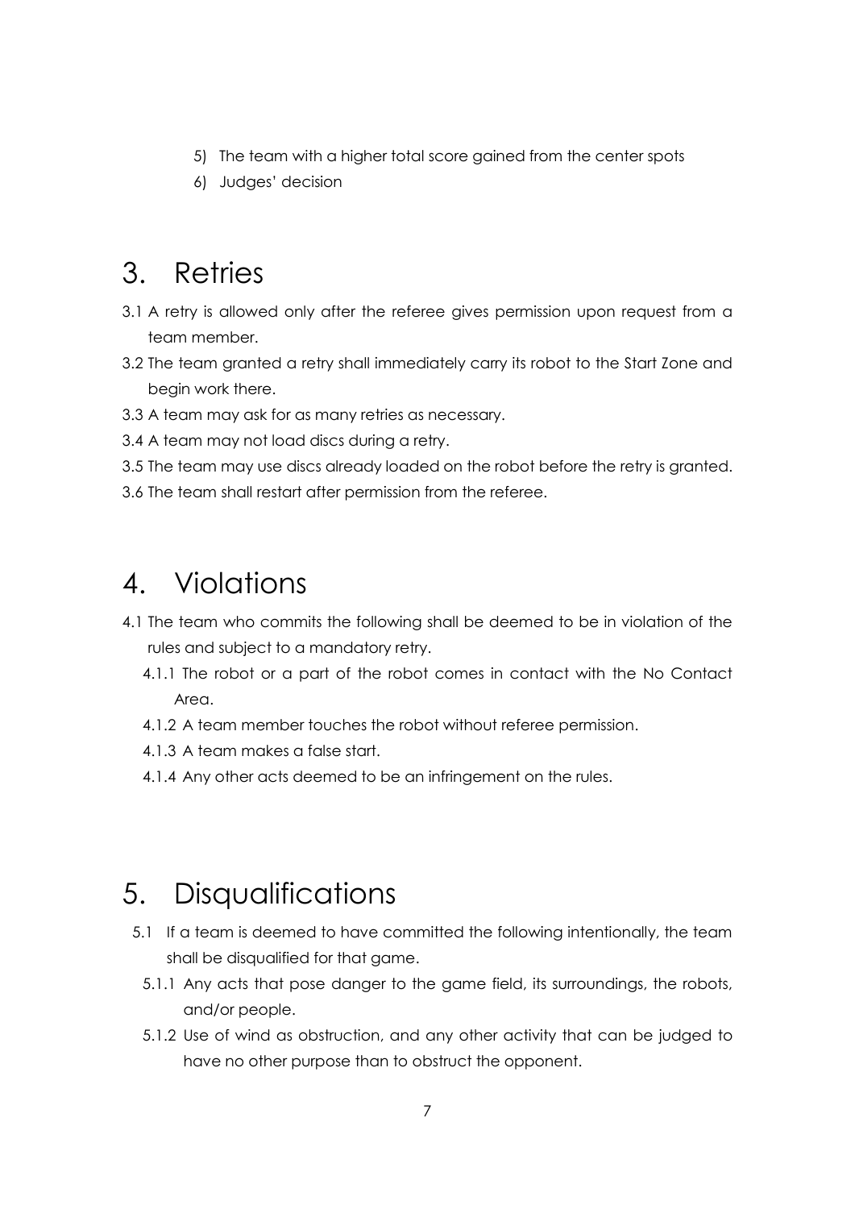5) The team with a higher total score gained from the center spots
6) Judges' decision

# 3. Retries

3.1 A retry is allowed only after the referee gives permission upon request from a team member.

3.2 The team granted a retry shall immediately carry its robot to the Start Zone and begin work there.

3.3 A team may ask for as many retries as necessary.

3.4 A team may not load discs during a retry.

3.5 The team may use discs already loaded on the robot before the retry is granted.

3.6 The team shall restart after permission from the referee.

# 4. Violations

4.1 The team who commits the following shall be deemed to be in violation of the rules and subject to a mandatory retry.

- 4.1.1 The robot or a part of the robot comes in contact with the No Contact Area.
- 4.1.2 A team member touches the robot without referee permission.
- 4.1.3 A team makes a false start.
- 4.1.4 Any other acts deemed to be an infringement on the rules.

# 5. Disqualifications

5.1 If a team is deemed to have committed the following intentionally, the team shall be disqualified for that game.

- 5.1.1 Any acts that pose danger to the game field, its surroundings, the robots, and/or people.
- 5.1.2 Use of wind as obstruction, and any other activity that can be judged to have no other purpose than to obstruct the opponent.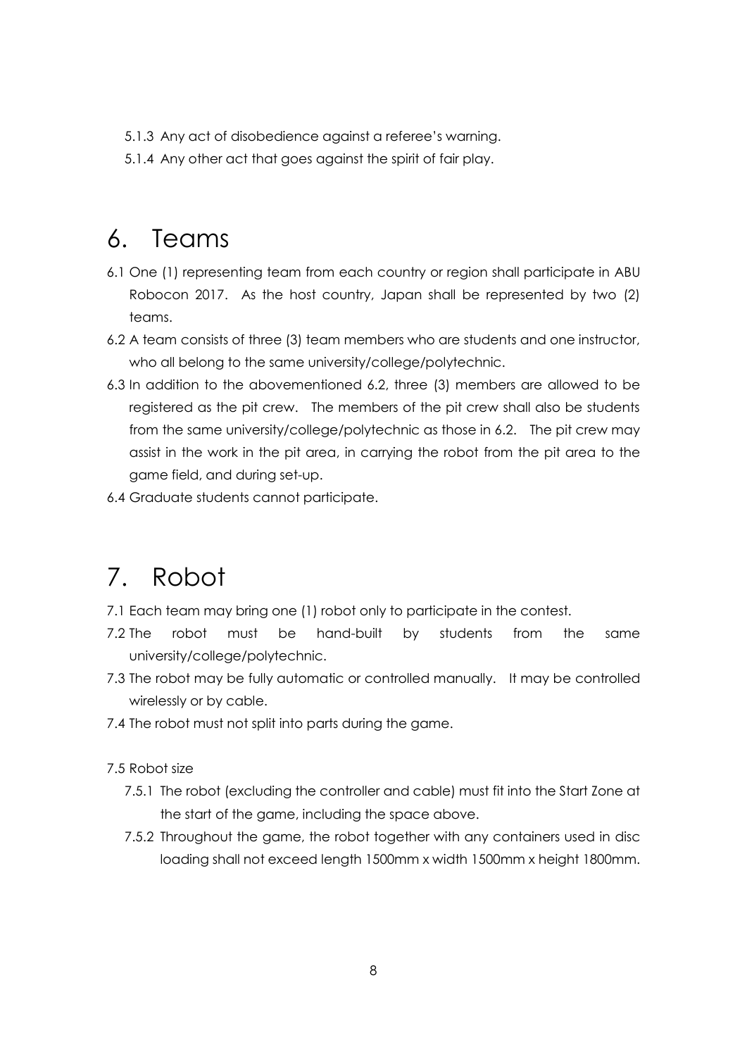5.1.3 Any act of disobedience against a referee's warning.

5.1.4 Any other act that goes against the spirit of fair play.

# 6. Teams

6.1 One (1) representing team from each country or region shall participate in ABU Robocon 2017. As the host country, Japan shall be represented by two (2) teams.

6.2 A team consists of three (3) team members who are students and one instructor, who all belong to the same university/college/polytechnic.

6.3 In addition to the abovementioned 6.2, three (3) members are allowed to be registered as the pit crew. The members of the pit crew shall also be students from the same university/college/polytechnic as those in 6.2. The pit crew may assist in the work in the pit area, in carrying the robot from the pit area to the game field, and during set-up.

6.4 Graduate students cannot participate.

# 7. Robot

7.1 Each team may bring one (1) robot only to participate in the contest.

7.2 The robot must be hand-built by students from the same university/college/polytechnic.

7.3 The robot may be fully automatic or controlled manually. It may be controlled wirelessly or by cable.

7.4 The robot must not split into parts during the game.

7.5 Robot size

7.5.1 The robot (excluding the controller and cable) must fit into the Start Zone at the start of the game, including the space above.

7.5.2 Throughout the game, the robot together with any containers used in disc loading shall not exceed length 1500mm x width 1500mm x height 1800mm.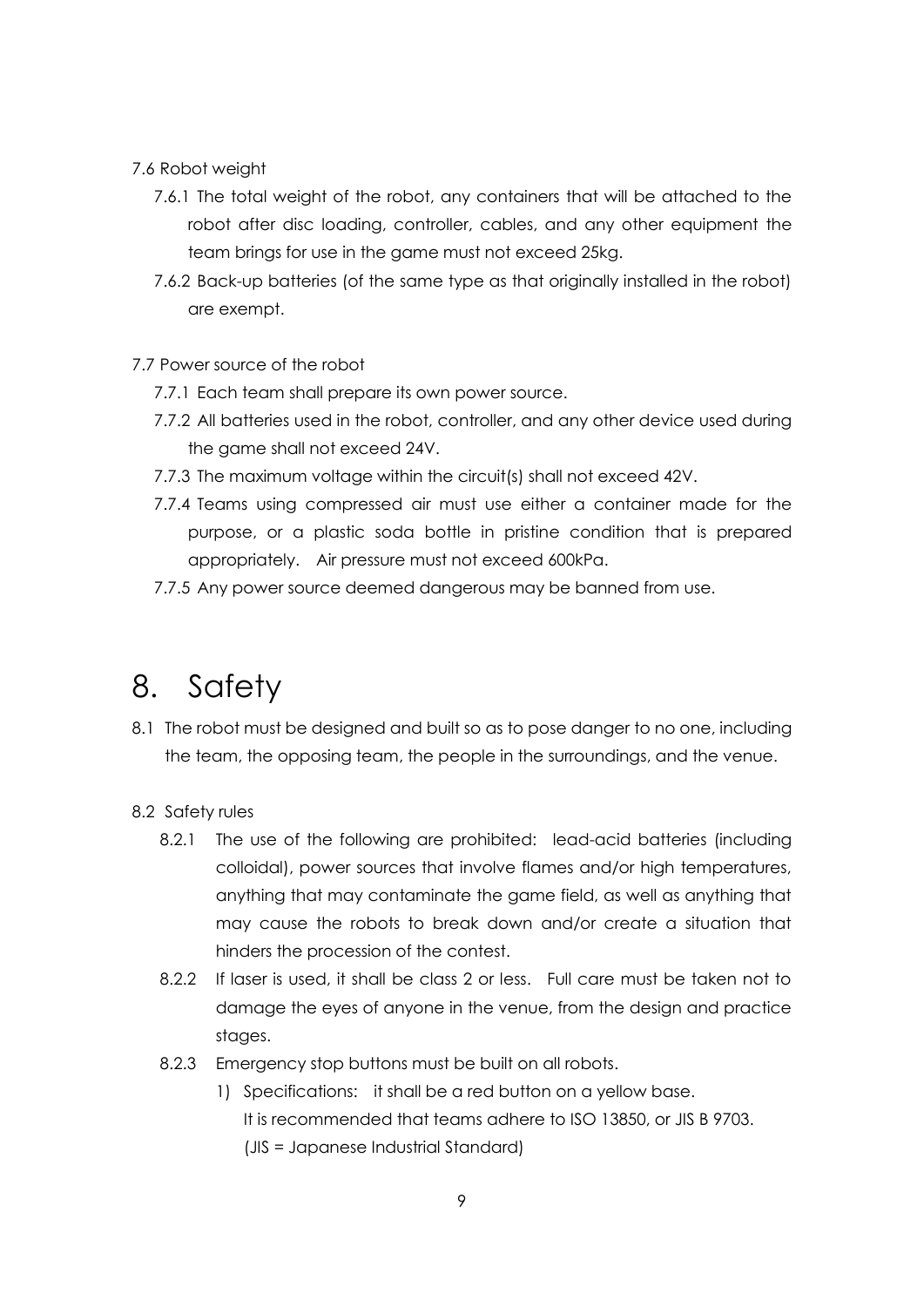7.6 Robot weight

7.6.1 The total weight of the robot, any containers that will be attached to the robot after disc loading, controller, cables, and any other equipment the team brings for use in the game must not exceed 25kg.

7.6.2 Back-up batteries (of the same type as that originally installed in the robot) are exempt.

7.7 Power source of the robot

7.7.1 Each team shall prepare its own power source.

7.7.2 All batteries used in the robot, controller, and any other device used during the game shall not exceed 24V.

7.7.3 The maximum voltage within the circuit(s) shall not exceed 42V.

7.7.4 Teams using compressed air must use either a container made for the purpose, or a plastic soda bottle in pristine condition that is prepared appropriately. Air pressure must not exceed 600kPa.

7.7.5 Any power source deemed dangerous may be banned from use.

# 8. Safety

8.1 The robot must be designed and built so as to pose danger to no one, including the team, the opposing team, the people in the surroundings, and the venue.

8.2 Safety rules

8.2.1 The use of the following are prohibited: lead-acid batteries (including colloidal), power sources that involve flames and/or high temperatures, anything that may contaminate the game field, as well as anything that may cause the robots to break down and/or create a situation that hinders the procession of the contest.

8.2.2 If laser is used, it shall be class 2 or less. Full care must be taken not to damage the eyes of anyone in the venue, from the design and practice stages.

8.2.3 Emergency stop buttons must be built on all robots.

1) Specifications: it shall be a red button on a yellow base.
   It is recommended that teams adhere to ISO 13850, or JIS B 9703.
   (JIS = Japanese Industrial Standard)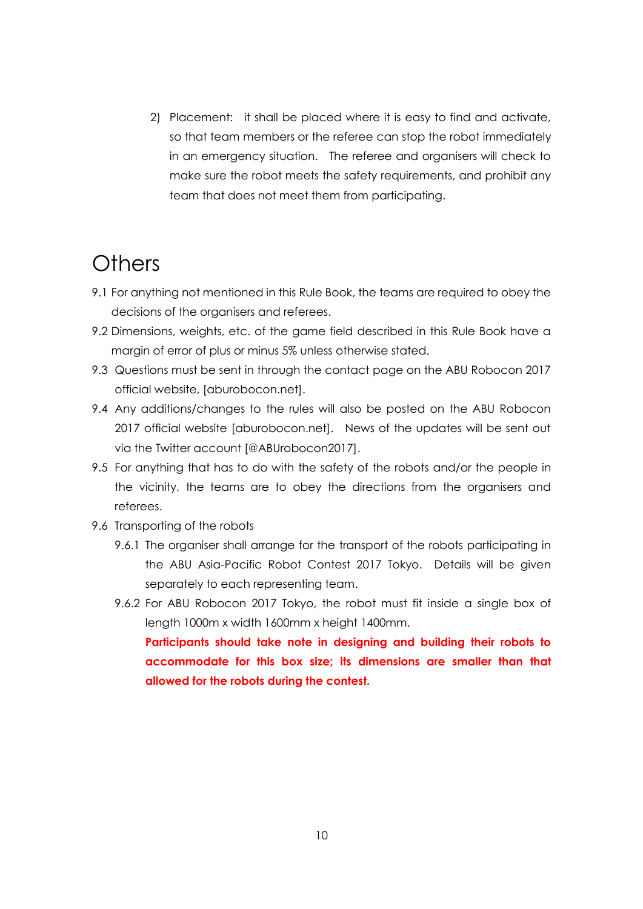2) Placement: it shall be placed where it is easy to find and activate, so that team members or the referee can stop the robot immediately in an emergency situation. The referee and organisers will check to make sure the robot meets the safety requirements, and prohibit any team that does not meet them from participating.

# Others

9.1 For anything not mentioned in this Rule Book, the teams are required to obey the decisions of the organisers and referees.

9.2 Dimensions, weights, etc. of the game field described in this Rule Book have a margin of error of plus or minus 5% unless otherwise stated.

9.3 Questions must be sent in through the contact page on the ABU Robocon 2017 official website, [aburobocon.net].

9.4 Any additions/changes to the rules will also be posted on the ABU Robocon 2017 official website [aburobocon.net]. News of the updates will be sent out via the Twitter account [@ABUrobocon2017].

9.5 For anything that has to do with the safety of the robots and/or the people in the vicinity, the teams are to obey the directions from the organisers and referees.

9.6 Transporting of the robots

9.6.1 The organiser shall arrange for the transport of the robots participating in the ABU Asia-Pacific Robot Contest 2017 Tokyo. Details will be given separately to each representing team.

9.6.2 For ABU Robocon 2017 Tokyo, the robot must fit inside a single box of length 1000m x width 1600mm x height 1400mm.

**Participants should take note in designing and building their robots to accommodate for this box size; its dimensions are smaller than that allowed for the robots during the contest.**